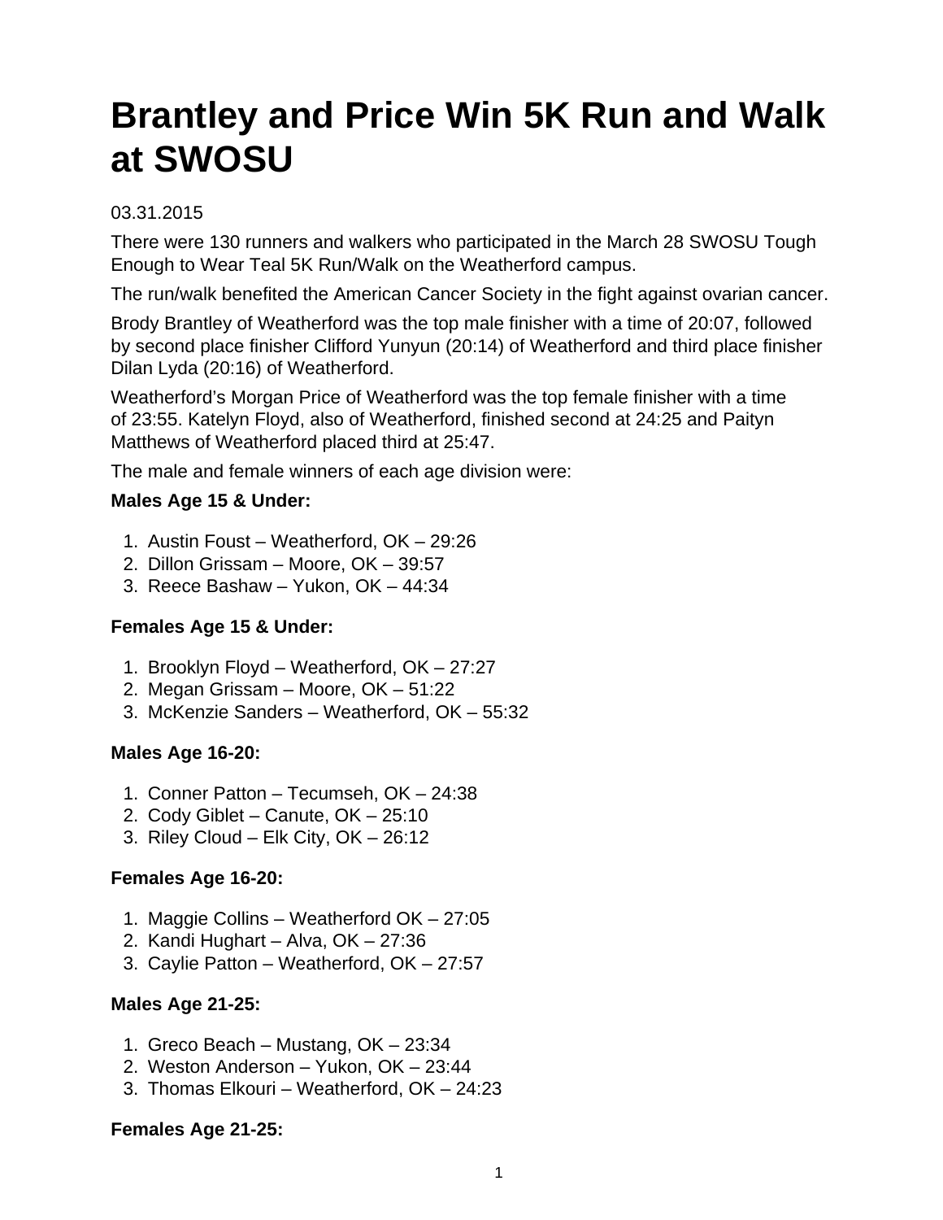# Brantley and Price Win 5K Run and Walk at SWOSU

03.31.2015

There were 130 runners and walkers who participated in the March 28 SWOSU Tough Enough to Wear Teal 5K Run/Walk on the Weatherford campus.

The run/walk benefited the American Cancer Society in the fight against ovarian cancer.

Brody Brantley of Weatherford was the top male finisher with a time of 20:07, followed by second place finisher Clifford Yunyun (20:14) of Weatherford and third place finisher Dilan Lyda (20:16) of Weatherford.

Weatherford's Morgan Price of Weatherford was the top female finisher with a time of 23:55. Katelyn Floyd, also of Weatherford, finished second at 24:25 and Paityn Matthews of Weatherford placed third at 25:47.

The male and female winners of each age division were:

**Males Age 15 & Under:**

1. Austin Foust – Weatherford, OK – 29:26
2. Dillon Grissam – Moore, OK – 39:57
3. Reece Bashaw – Yukon, OK – 44:34

**Females Age 15 & Under:**

1. Brooklyn Floyd – Weatherford, OK – 27:27
2. Megan Grissam – Moore, OK – 51:22
3. McKenzie Sanders – Weatherford, OK – 55:32

**Males Age 16-20:**

1. Conner Patton – Tecumseh, OK – 24:38
2. Cody Giblet – Canute, OK – 25:10
3. Riley Cloud – Elk City, OK – 26:12

**Females Age 16-20:**

1. Maggie Collins – Weatherford OK – 27:05
2. Kandi Hughart – Alva, OK – 27:36
3. Caylie Patton – Weatherford, OK – 27:57

**Males Age 21-25:**

1. Greco Beach – Mustang, OK – 23:34
2. Weston Anderson – Yukon, OK – 23:44
3. Thomas Elkouri – Weatherford, OK – 24:23

**Females Age 21-25:**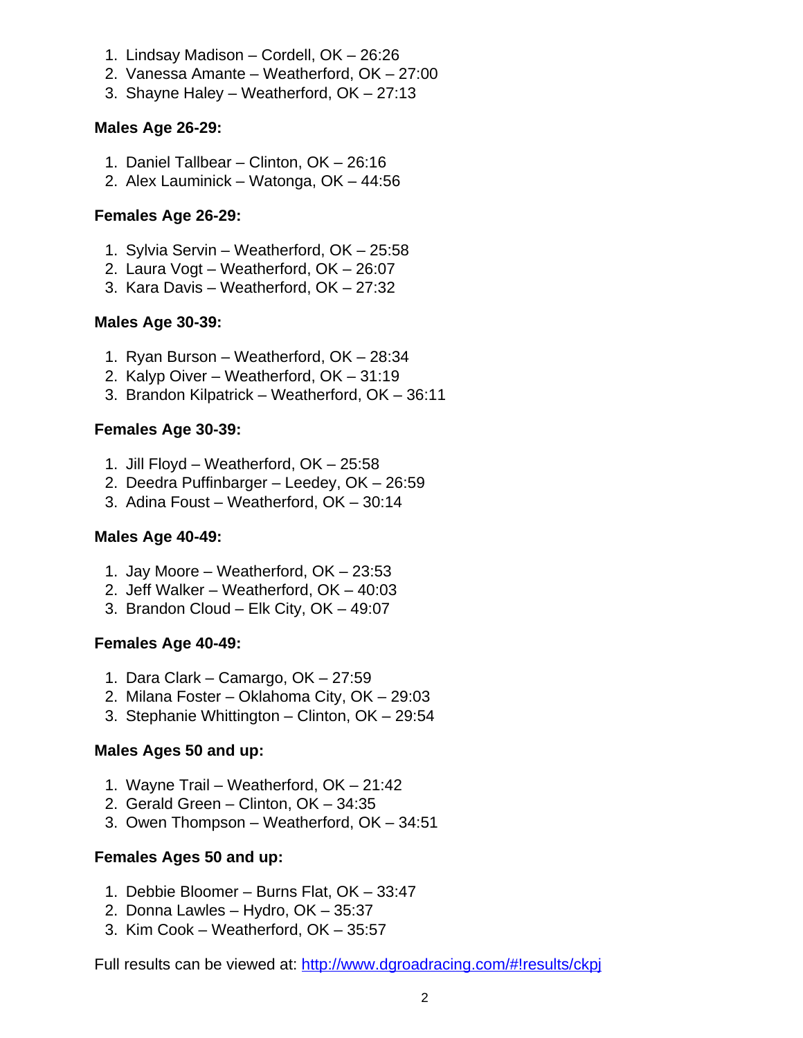1. Lindsay Madison – Cordell, OK – 26:26
2. Vanessa Amante – Weatherford, OK – 27:00
3. Shayne Haley – Weatherford, OK – 27:13

**Males Age 26-29:**

1. Daniel Tallbear – Clinton, OK – 26:16
2. Alex Lauminick – Watonga, OK – 44:56

**Females Age 26-29:**

1. Sylvia Servin – Weatherford, OK – 25:58
2. Laura Vogt – Weatherford, OK – 26:07
3. Kara Davis – Weatherford, OK – 27:32

**Males Age 30-39:**

1. Ryan Burson – Weatherford, OK – 28:34
2. Kalyp Oiver – Weatherford, OK – 31:19
3. Brandon Kilpatrick – Weatherford, OK – 36:11

**Females Age 30-39:**

1. Jill Floyd – Weatherford, OK – 25:58
2. Deedra Puffinbarger – Leedey, OK – 26:59
3. Adina Foust – Weatherford, OK – 30:14

**Males Age 40-49:**

1. Jay Moore – Weatherford, OK – 23:53
2. Jeff Walker – Weatherford, OK – 40:03
3. Brandon Cloud – Elk City, OK – 49:07

**Females Age 40-49:**

1. Dara Clark – Camargo, OK – 27:59
2. Milana Foster – Oklahoma City, OK – 29:03
3. Stephanie Whittington – Clinton, OK – 29:54

**Males Ages 50 and up:**

1. Wayne Trail – Weatherford, OK – 21:42
2. Gerald Green – Clinton, OK – 34:35
3. Owen Thompson – Weatherford, OK – 34:51

**Females Ages 50 and up:**

1. Debbie Bloomer – Burns Flat, OK – 33:47
2. Donna Lawles – Hydro, OK – 35:37
3. Kim Cook – Weatherford, OK – 35:57

Full results can be viewed at: http://www.dgroadracing.com/#!results/ckpj